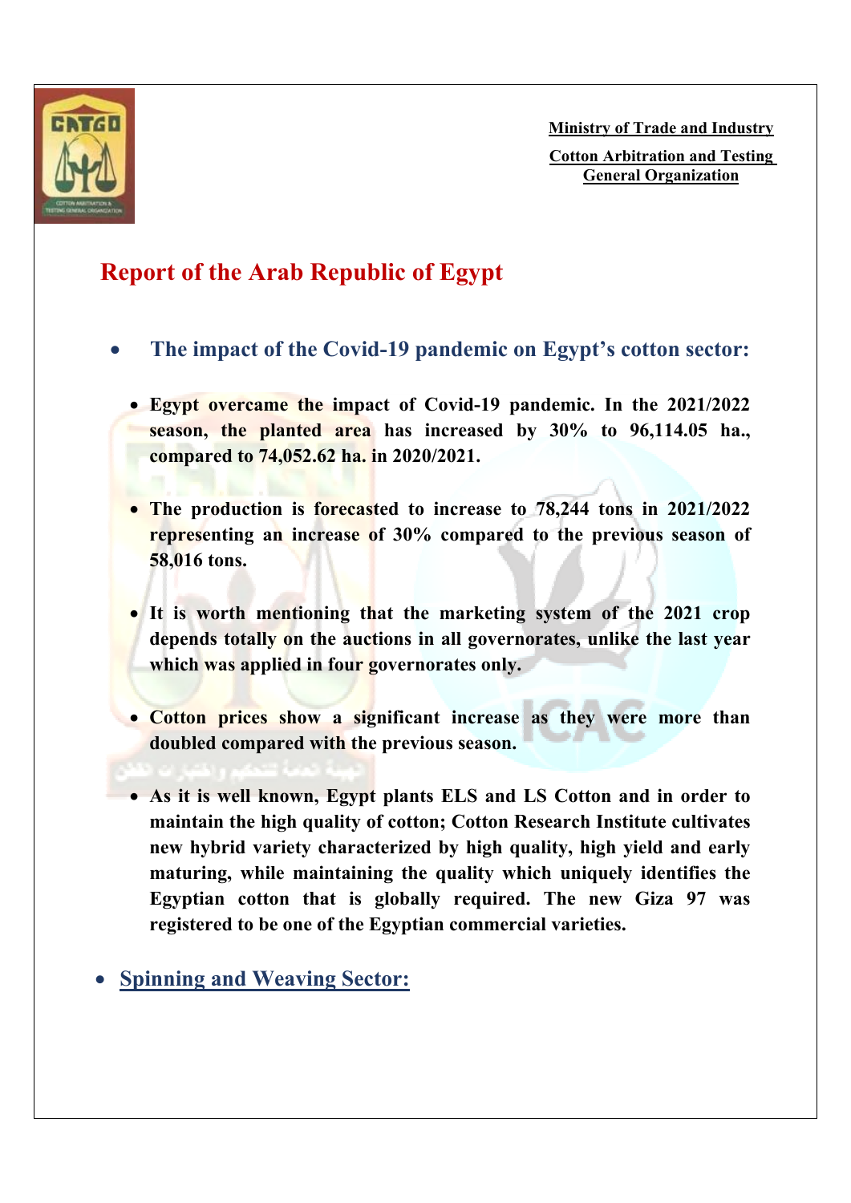**Ministry of Trade and Industry**

**Cotton Arbitration and Testing General Organization**

# Report of the Arab Republic of Egypt

- ## The impact of the Covid-19 pandemic on Egypt's cotton sector:

  - **Egypt overcame the impact of Covid-19 pandemic. In the 2021/2022 season, the planted area has increased by 30% to 96,114.05 ha., compared to 74,052.62 ha. in 2020/2021.**

  - **The production is forecasted to increase to 78,244 tons in 2021/2022 representing an increase of 30% compared to the previous season of 58,016 tons.**

  - **It is worth mentioning that the marketing system of the 2021 crop depends totally on the auctions in all governorates, unlike the last year which was applied in four governorates only.**

  - **Cotton prices show a significant increase as they were more than doubled compared with the previous season.**

  - **As it is well known, Egypt plants ELS and LS Cotton and in order to maintain the high quality of cotton; Cotton Research Institute cultivates new hybrid variety characterized by high quality, high yield and early maturing, while maintaining the quality which uniquely identifies the Egyptian cotton that is globally required. The new Giza 97 was registered to be one of the Egyptian commercial varieties.**

- ## Spinning and Weaving Sector: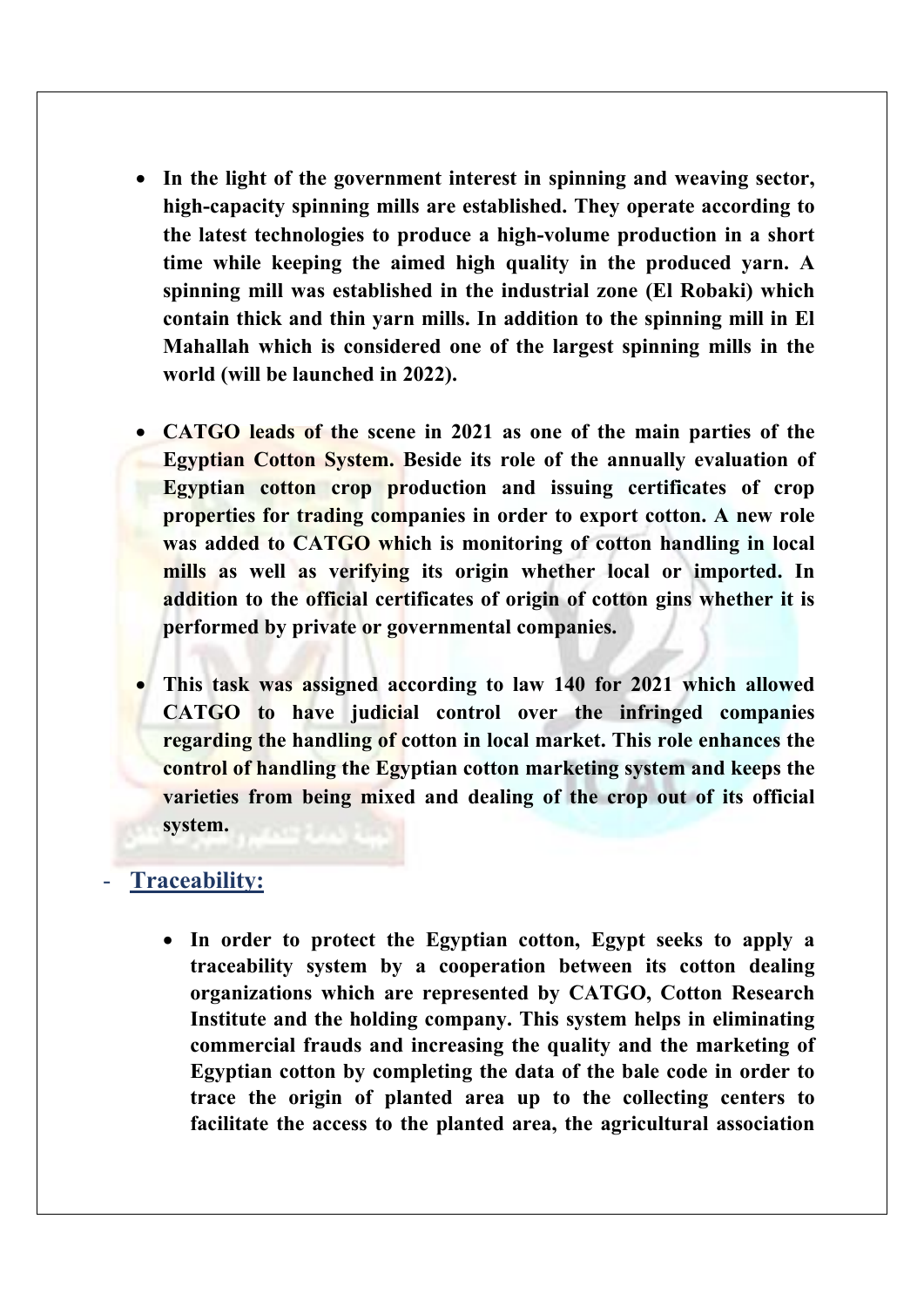- **In the light of the government interest in spinning and weaving sector, high-capacity spinning mills are established. They operate according to the latest technologies to produce a high-volume production in a short time while keeping the aimed high quality in the produced yarn. A spinning mill was established in the industrial zone (El Robaki) which contain thick and thin yarn mills. In addition to the spinning mill in El Mahallah which is considered one of the largest spinning mills in the world (will be launched in 2022).**

- **CATGO leads of the scene in 2021 as one of the main parties of the Egyptian Cotton System. Beside its role of the annually evaluation of Egyptian cotton crop production and issuing certificates of crop properties for trading companies in order to export cotton. A new role was added to CATGO which is monitoring of cotton handling in local mills as well as verifying its origin whether local or imported. In addition to the official certificates of origin of cotton gins whether it is performed by private or governmental companies.**

- **This task was assigned according to law 140 for 2021 which allowed CATGO to have judicial control over the infringed companies regarding the handling of cotton in local market. This role enhances the control of handling the Egyptian cotton marketing system and keeps the varieties from being mixed and dealing of the crop out of its official system.**

- **Traceability:**

  - **In order to protect the Egyptian cotton, Egypt seeks to apply a traceability system by a cooperation between its cotton dealing organizations which are represented by CATGO, Cotton Research Institute and the holding company. This system helps in eliminating commercial frauds and increasing the quality and the marketing of Egyptian cotton by completing the data of the bale code in order to trace the origin of planted area up to the collecting centers to facilitate the access to the planted area, the agricultural association**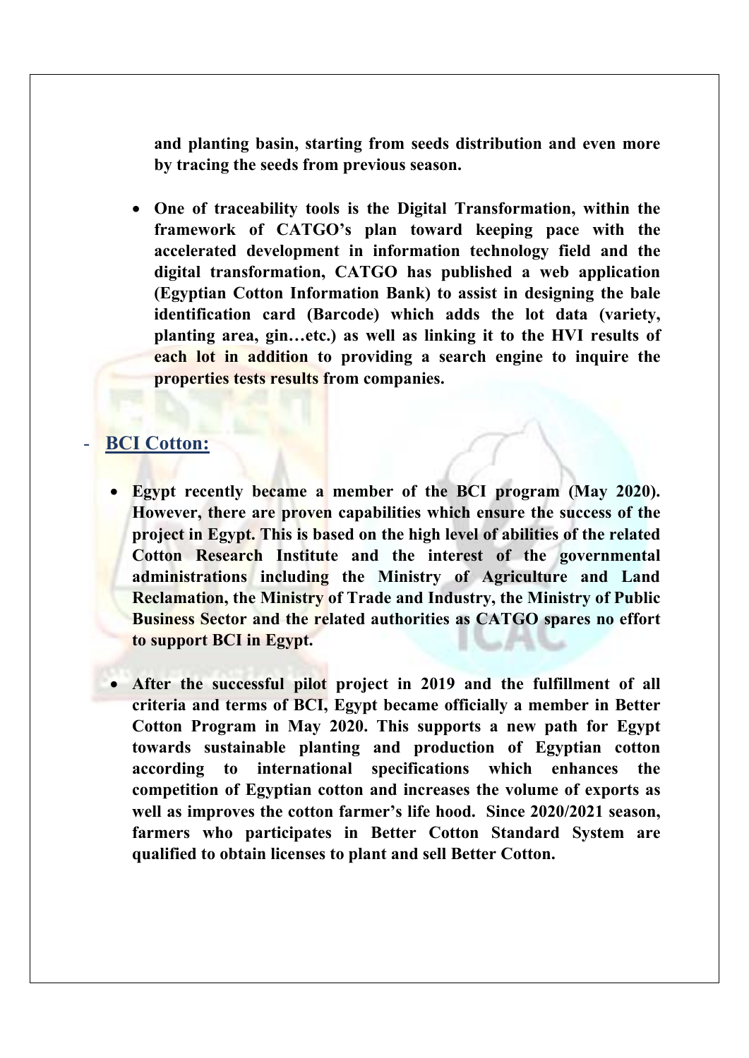**and planting basin, starting from seeds distribution and even more by tracing the seeds from previous season.**

- **One of traceability tools is the Digital Transformation, within the framework of CATGO's plan toward keeping pace with the accelerated development in information technology field and the digital transformation, CATGO has published a web application (Egyptian Cotton Information Bank) to assist in designing the bale identification card (Barcode) which adds the lot data (variety, planting area, gin…etc.) as well as linking it to the HVI results of each lot in addition to providing a search engine to inquire the properties tests results from companies.**

- **BCI Cotton:**

  - **Egypt recently became a member of the BCI program (May 2020). However, there are proven capabilities which ensure the success of the project in Egypt. This is based on the high level of abilities of the related Cotton Research Institute and the interest of the governmental administrations including the Ministry of Agriculture and Land Reclamation, the Ministry of Trade and Industry, the Ministry of Public Business Sector and the related authorities as CATGO spares no effort to support BCI in Egypt.**

  - **After the successful pilot project in 2019 and the fulfillment of all criteria and terms of BCI, Egypt became officially a member in Better Cotton Program in May 2020. This supports a new path for Egypt towards sustainable planting and production of Egyptian cotton according to international specifications which enhances the competition of Egyptian cotton and increases the volume of exports as well as improves the cotton farmer's life hood. Since 2020/2021 season, farmers who participates in Better Cotton Standard System are qualified to obtain licenses to plant and sell Better Cotton.**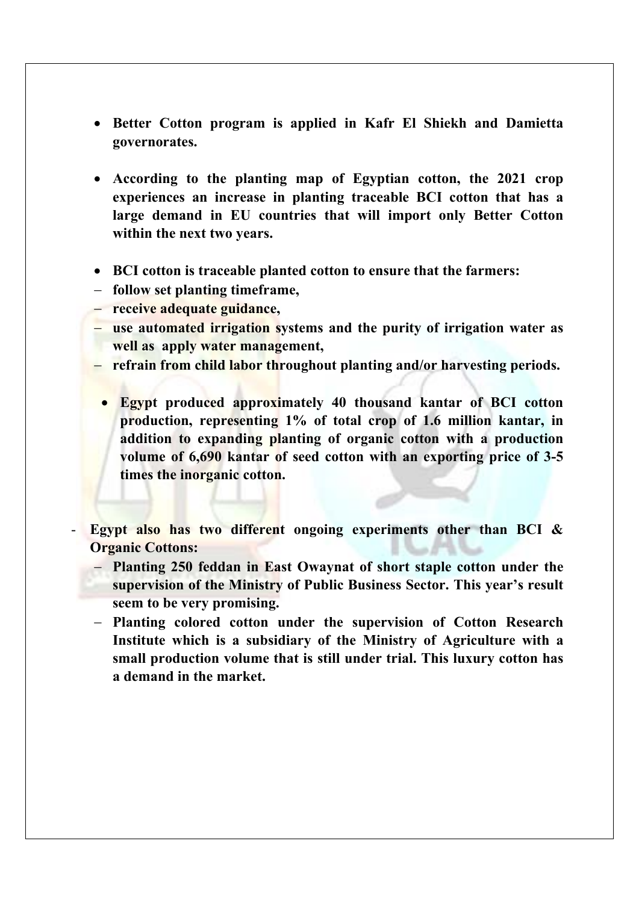- **Better Cotton program is applied in Kafr El Shiekh and Damietta governorates.**

- **According to the planting map of Egyptian cotton, the 2021 crop experiences an increase in planting traceable BCI cotton that has a large demand in EU countries that will import only Better Cotton within the next two years.**

- **BCI cotton is traceable planted cotton to ensure that the farmers:**
  - **follow set planting timeframe,**
  - **receive adequate guidance,**
  - **use automated irrigation systems and the purity of irrigation water as well as apply water management,**
  - **refrain from child labor throughout planting and/or harvesting periods.**

- **Egypt produced approximately 40 thousand kantar of BCI cotton production, representing 1% of total crop of 1.6 million kantar, in addition to expanding planting of organic cotton with a production volume of 6,690 kantar of seed cotton with an exporting price of 3-5 times the inorganic cotton.**

- **Egypt also has two different ongoing experiments other than BCI & Organic Cottons:**
  - **Planting 250 feddan in East Owaynat of short staple cotton under the supervision of the Ministry of Public Business Sector. This year's result seem to be very promising.**
  - **Planting colored cotton under the supervision of Cotton Research Institute which is a subsidiary of the Ministry of Agriculture with a small production volume that is still under trial. This luxury cotton has a demand in the market.**